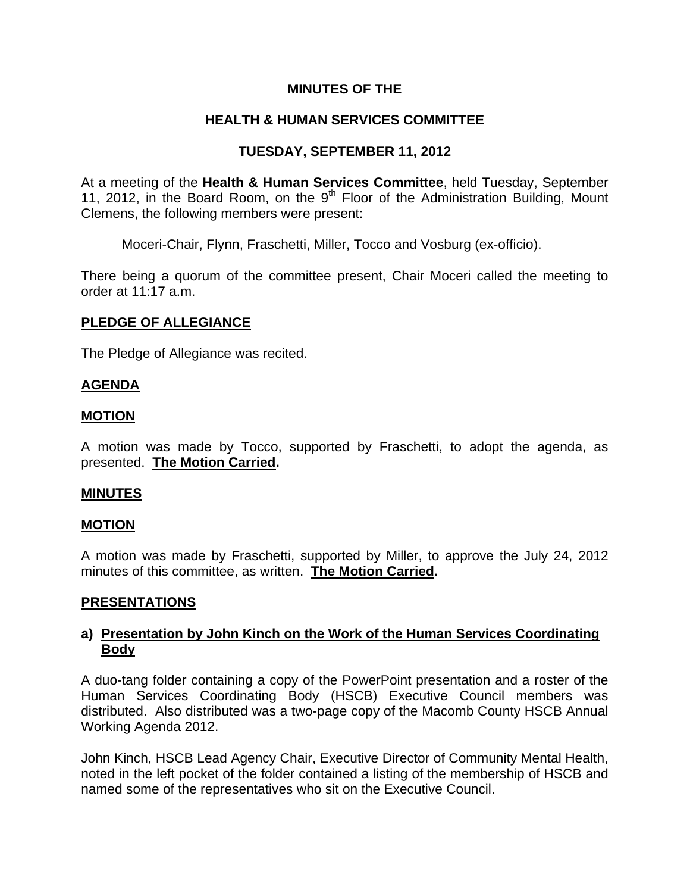# MINUTES OF THE

## HEALTH & HUMAN SERVICES COMMITTEE

## TUESDAY, SEPTEMBER 11, 2012

At a meeting of the **Health & Human Services Committee**, held Tuesday, September 11, 2012, in the Board Room, on the 9th Floor of the Administration Building, Mount Clemens, the following members were present:

Moceri-Chair, Flynn, Fraschetti, Miller, Tocco and Vosburg (ex-officio).

There being a quorum of the committee present, Chair Moceri called the meeting to order at 11:17 a.m.

## PLEDGE OF ALLEGIANCE

The Pledge of Allegiance was recited.

## AGENDA

## MOTION

A motion was made by Tocco, supported by Fraschetti, to adopt the agenda, as presented. **The Motion Carried.**

## MINUTES

## MOTION

A motion was made by Fraschetti, supported by Miller, to approve the July 24, 2012 minutes of this committee, as written. **The Motion Carried.**

## PRESENTATIONS

### a) Presentation by John Kinch on the Work of the Human Services Coordinating Body

A duo-tang folder containing a copy of the PowerPoint presentation and a roster of the Human Services Coordinating Body (HSCB) Executive Council members was distributed. Also distributed was a two-page copy of the Macomb County HSCB Annual Working Agenda 2012.

John Kinch, HSCB Lead Agency Chair, Executive Director of Community Mental Health, noted in the left pocket of the folder contained a listing of the membership of HSCB and named some of the representatives who sit on the Executive Council.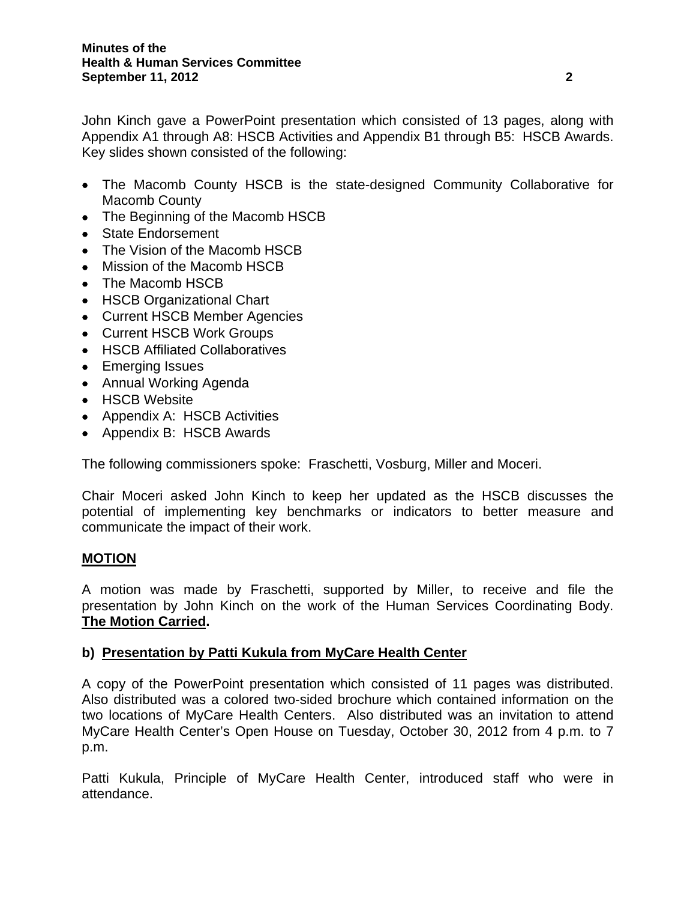John Kinch gave a PowerPoint presentation which consisted of 13 pages, along with Appendix A1 through A8: HSCB Activities and Appendix B1 through B5: HSCB Awards. Key slides shown consisted of the following:

- The Macomb County HSCB is the state-designed Community Collaborative for Macomb County
- The Beginning of the Macomb HSCB
- State Endorsement
- The Vision of the Macomb HSCB
- Mission of the Macomb HSCB
- The Macomb HSCB
- HSCB Organizational Chart
- Current HSCB Member Agencies
- Current HSCB Work Groups
- HSCB Affiliated Collaboratives
- Emerging Issues
- Annual Working Agenda
- HSCB Website
- Appendix A: HSCB Activities
- Appendix B: HSCB Awards

The following commissioners spoke: Fraschetti, Vosburg, Miller and Moceri.

Chair Moceri asked John Kinch to keep her updated as the HSCB discusses the potential of implementing key benchmarks or indicators to better measure and communicate the impact of their work.

**MOTION**

A motion was made by Fraschetti, supported by Miller, to receive and file the presentation by John Kinch on the work of the Human Services Coordinating Body. **The Motion Carried.**

**b) Presentation by Patti Kukula from MyCare Health Center**

A copy of the PowerPoint presentation which consisted of 11 pages was distributed. Also distributed was a colored two-sided brochure which contained information on the two locations of MyCare Health Centers. Also distributed was an invitation to attend MyCare Health Center's Open House on Tuesday, October 30, 2012 from 4 p.m. to 7 p.m.

Patti Kukula, Principle of MyCare Health Center, introduced staff who were in attendance.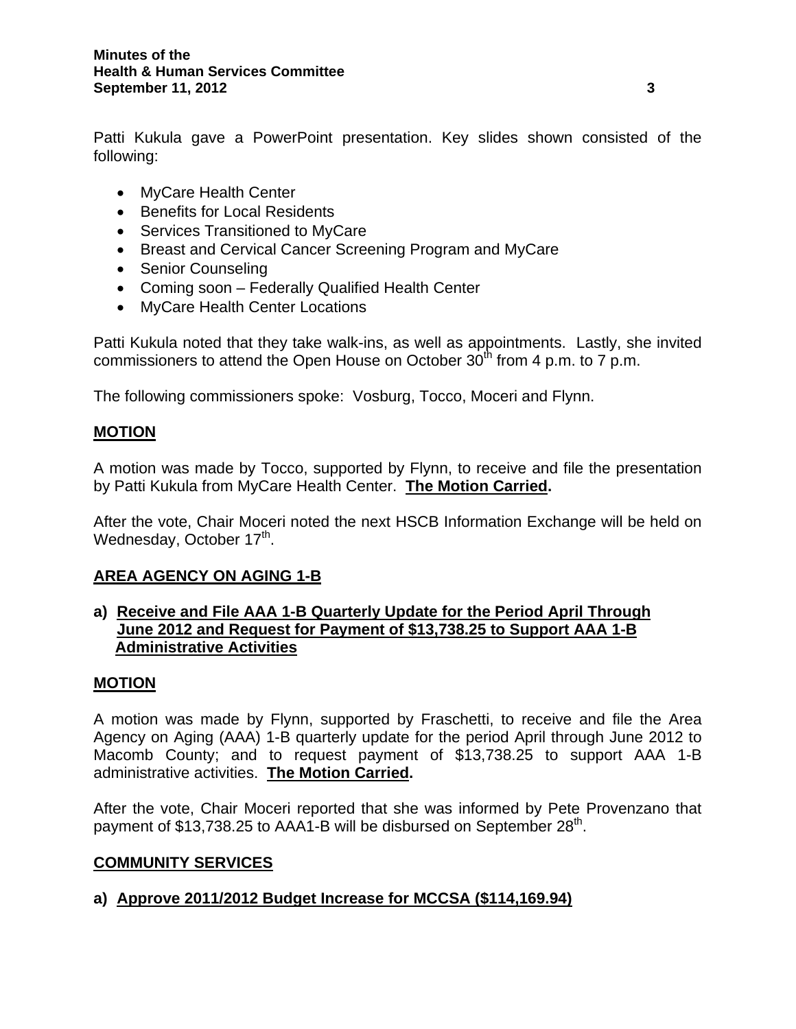Patti Kukula gave a PowerPoint presentation. Key slides shown consisted of the following:

- MyCare Health Center
- Benefits for Local Residents
- Services Transitioned to MyCare
- Breast and Cervical Cancer Screening Program and MyCare
- Senior Counseling
- Coming soon – Federally Qualified Health Center
- MyCare Health Center Locations

Patti Kukula noted that they take walk-ins, as well as appointments. Lastly, she invited commissioners to attend the Open House on October 30th from 4 p.m. to 7 p.m.

The following commissioners spoke: Vosburg, Tocco, Moceri and Flynn.

**MOTION**

A motion was made by Tocco, supported by Flynn, to receive and file the presentation by Patti Kukula from MyCare Health Center. **The Motion Carried.**

After the vote, Chair Moceri noted the next HSCB Information Exchange will be held on Wednesday, October 17th.

**AREA AGENCY ON AGING 1-B**

**a) Receive and File AAA 1-B Quarterly Update for the Period April Through June 2012 and Request for Payment of $13,738.25 to Support AAA 1-B Administrative Activities**

**MOTION**

A motion was made by Flynn, supported by Fraschetti, to receive and file the Area Agency on Aging (AAA) 1-B quarterly update for the period April through June 2012 to Macomb County; and to request payment of $13,738.25 to support AAA 1-B administrative activities. **The Motion Carried.**

After the vote, Chair Moceri reported that she was informed by Pete Provenzano that payment of $13,738.25 to AAA1-B will be disbursed on September 28th.

**COMMUNITY SERVICES**

**a) Approve 2011/2012 Budget Increase for MCCSA ($114,169.94)**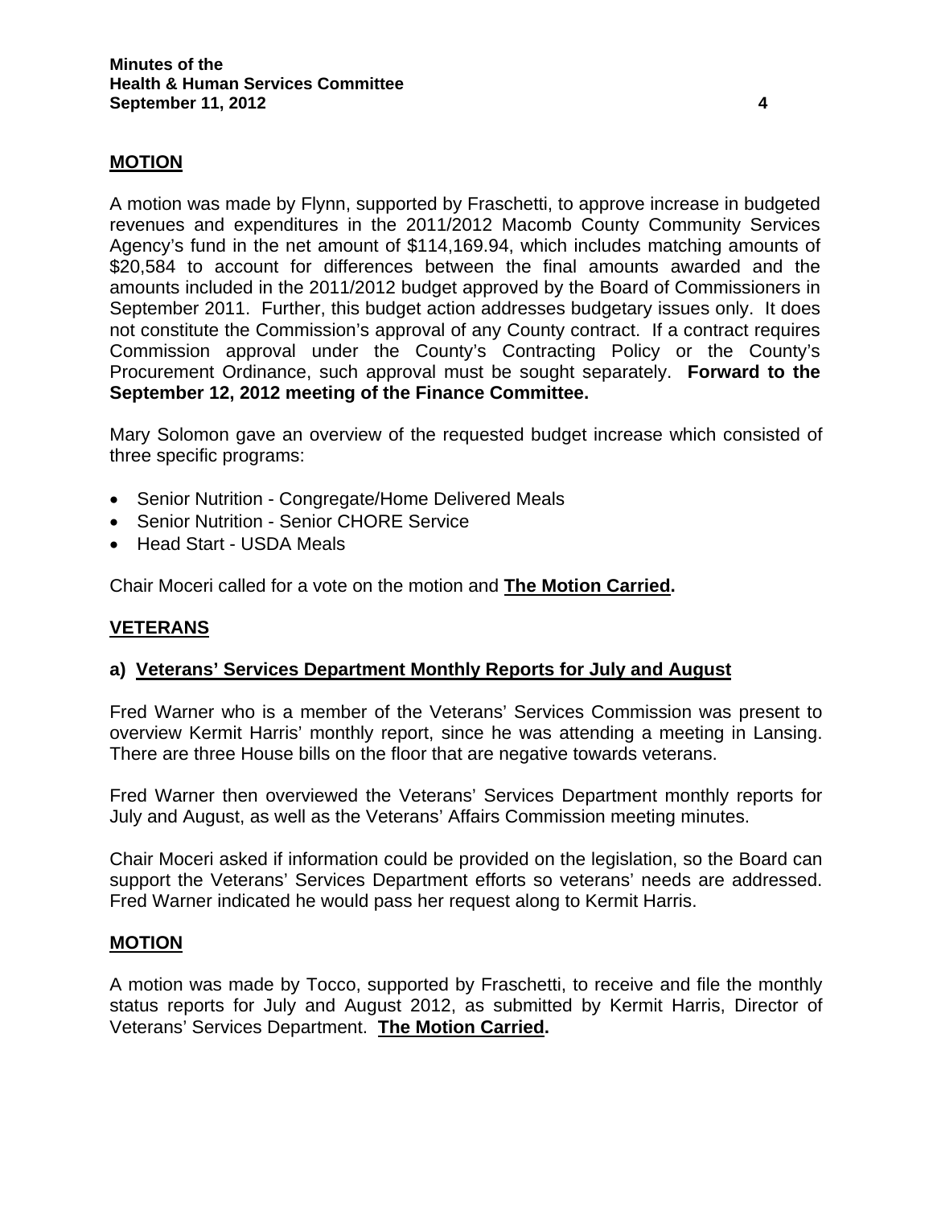**MOTION**

A motion was made by Flynn, supported by Fraschetti, to approve increase in budgeted revenues and expenditures in the 2011/2012 Macomb County Community Services Agency's fund in the net amount of $114,169.94, which includes matching amounts of $20,584 to account for differences between the final amounts awarded and the amounts included in the 2011/2012 budget approved by the Board of Commissioners in September 2011. Further, this budget action addresses budgetary issues only. It does not constitute the Commission's approval of any County contract. If a contract requires Commission approval under the County's Contracting Policy or the County's Procurement Ordinance, such approval must be sought separately. **Forward to the September 12, 2012 meeting of the Finance Committee.**

Mary Solomon gave an overview of the requested budget increase which consisted of three specific programs:

- Senior Nutrition - Congregate/Home Delivered Meals
- Senior Nutrition - Senior CHORE Service
- Head Start - USDA Meals

Chair Moceri called for a vote on the motion and **The Motion Carried.**

**VETERANS**

**a) Veterans' Services Department Monthly Reports for July and August**

Fred Warner who is a member of the Veterans' Services Commission was present to overview Kermit Harris' monthly report, since he was attending a meeting in Lansing. There are three House bills on the floor that are negative towards veterans.

Fred Warner then overviewed the Veterans' Services Department monthly reports for July and August, as well as the Veterans' Affairs Commission meeting minutes.

Chair Moceri asked if information could be provided on the legislation, so the Board can support the Veterans' Services Department efforts so veterans' needs are addressed. Fred Warner indicated he would pass her request along to Kermit Harris.

**MOTION**

A motion was made by Tocco, supported by Fraschetti, to receive and file the monthly status reports for July and August 2012, as submitted by Kermit Harris, Director of Veterans' Services Department. **The Motion Carried.**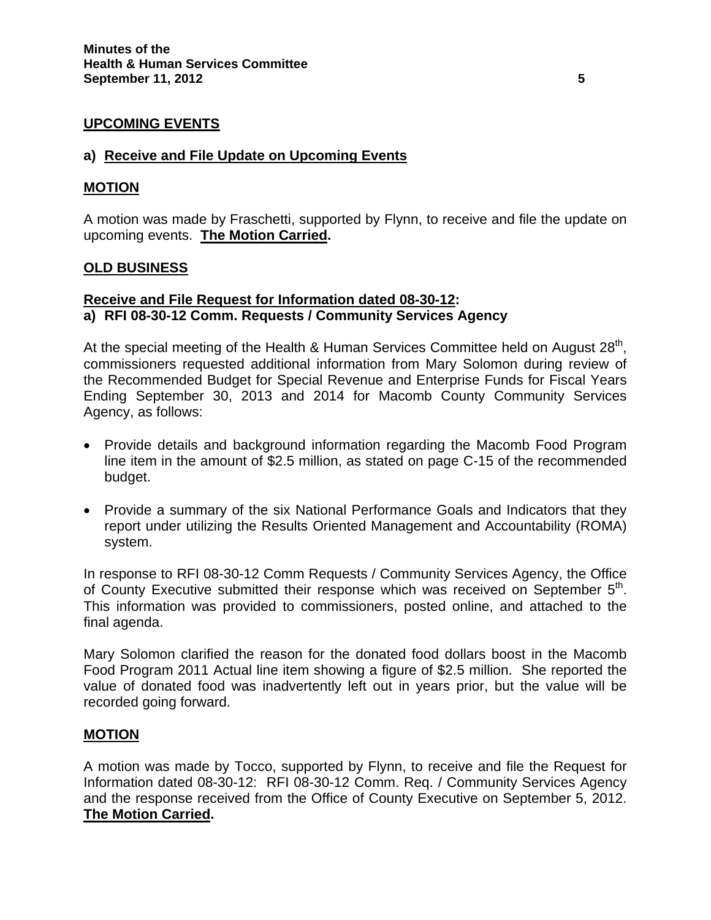**UPCOMING EVENTS**

**a) Receive and File Update on Upcoming Events**

**MOTION**

A motion was made by Fraschetti, supported by Flynn, to receive and file the update on upcoming events. **The Motion Carried.**

**OLD BUSINESS**

**Receive and File Request for Information dated 08-30-12:**
**a) RFI 08-30-12 Comm. Requests / Community Services Agency**

At the special meeting of the Health & Human Services Committee held on August 28th, commissioners requested additional information from Mary Solomon during review of the Recommended Budget for Special Revenue and Enterprise Funds for Fiscal Years Ending September 30, 2013 and 2014 for Macomb County Community Services Agency, as follows:

- Provide details and background information regarding the Macomb Food Program line item in the amount of $2.5 million, as stated on page C-15 of the recommended budget.

- Provide a summary of the six National Performance Goals and Indicators that they report under utilizing the Results Oriented Management and Accountability (ROMA) system.

In response to RFI 08-30-12 Comm Requests / Community Services Agency, the Office of County Executive submitted their response which was received on September 5th. This information was provided to commissioners, posted online, and attached to the final agenda.

Mary Solomon clarified the reason for the donated food dollars boost in the Macomb Food Program 2011 Actual line item showing a figure of $2.5 million. She reported the value of donated food was inadvertently left out in years prior, but the value will be recorded going forward.

**MOTION**

A motion was made by Tocco, supported by Flynn, to receive and file the Request for Information dated 08-30-12: RFI 08-30-12 Comm. Req. / Community Services Agency and the response received from the Office of County Executive on September 5, 2012. **The Motion Carried.**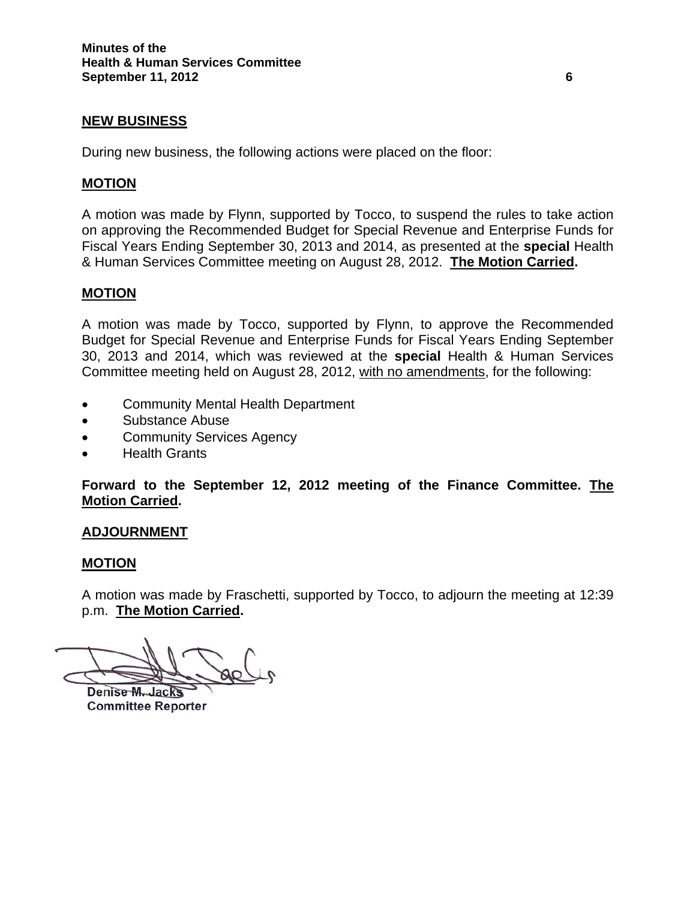## NEW BUSINESS

During new business, the following actions were placed on the floor:

### MOTION

A motion was made by Flynn, supported by Tocco, to suspend the rules to take action on approving the Recommended Budget for Special Revenue and Enterprise Funds for Fiscal Years Ending September 30, 2013 and 2014, as presented at the **special** Health & Human Services Committee meeting on August 28, 2012. **The Motion Carried.**

### MOTION

A motion was made by Tocco, supported by Flynn, to approve the Recommended Budget for Special Revenue and Enterprise Funds for Fiscal Years Ending September 30, 2013 and 2014, which was reviewed at the **special** Health & Human Services Committee meeting held on August 28, 2012, with no amendments, for the following:

- Community Mental Health Department
- Substance Abuse
- Community Services Agency
- Health Grants

**Forward to the September 12, 2012 meeting of the Finance Committee. The Motion Carried.**

## ADJOURNMENT

### MOTION

A motion was made by Fraschetti, supported by Tocco, to adjourn the meeting at 12:39 p.m. **The Motion Carried.**

Denise M. Jacks
Committee Reporter